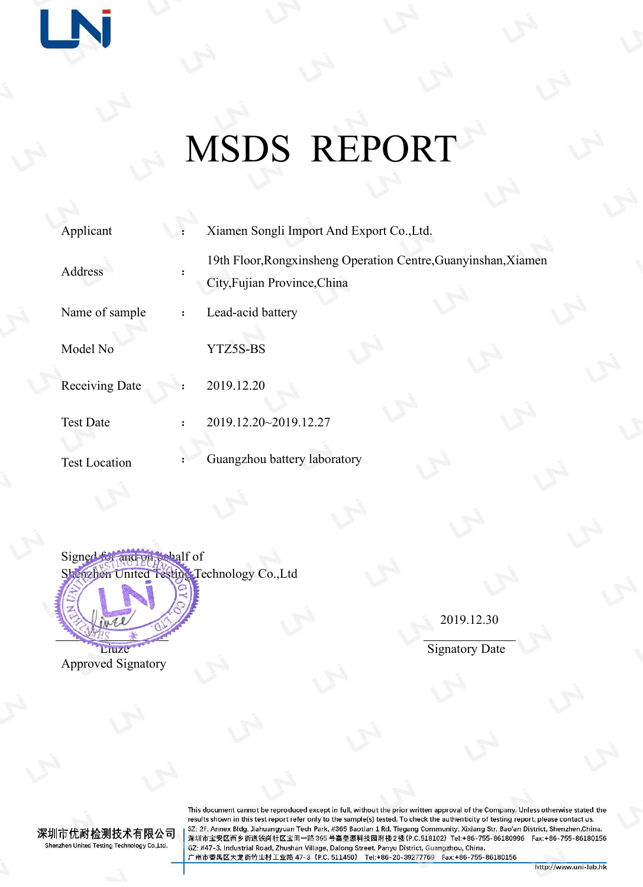# MSDS REPORT

| | | |
|---|---|---|
| Applicant | : | Xiamen Songli Import And Export Co.,Ltd. |
| Address | : | 19th Floor,Rongxinsheng Operation Centre,Guanyinshan,Xiamen City,Fujian Province,China |
| Name of sample | : | Lead-acid battery |
| Model No | | YTZ5S-BS |
| Receiving Date | : | 2019.12.20 |
| Test Date | : | 2019.12.20~2019.12.27 |
| Test Location | : | Guangzhou battery laboratory |

Signed for and on behalf of
Shenzhen United Testing Technology Co.,Ltd

Liuze
Approved Signatory

2019.12.30
Signatory Date

深圳市优耐检测技术有限公司
Shenzhen United Testing Technology Co.,Ltd.

This document cannot be reproduced except in full, without the prior written approval of the Company. Unless otherwise stated the results shown in this test report refer only to the sample(s) tested. To check the authenticity of testing report, please contact us.
SZ: 2F, Annex Bldg. Jiahuangyuan Tech Park, #365 Baotian 1 Rd, Tiegang Community, Xixiang Str, Bao'an District, Shenzhen,China.
深圳市宝安区西乡街道铁岗社区宝田一路365号嘉皇源科技园附楼2楼(P.C.518102) Tel:+86-755-86180996 Fax:+86-755-86180156
GZ: #47-3, Industrial Road, Zhushan Village, Dalong Street, Panyu District, Guangzhou, China.
广州市番禺区大龙街竹山村工业路47-3（P.C. 511450） Tel:+86-20-39277769 Fax:+86-755-86180156
http://www.uni-lab.hk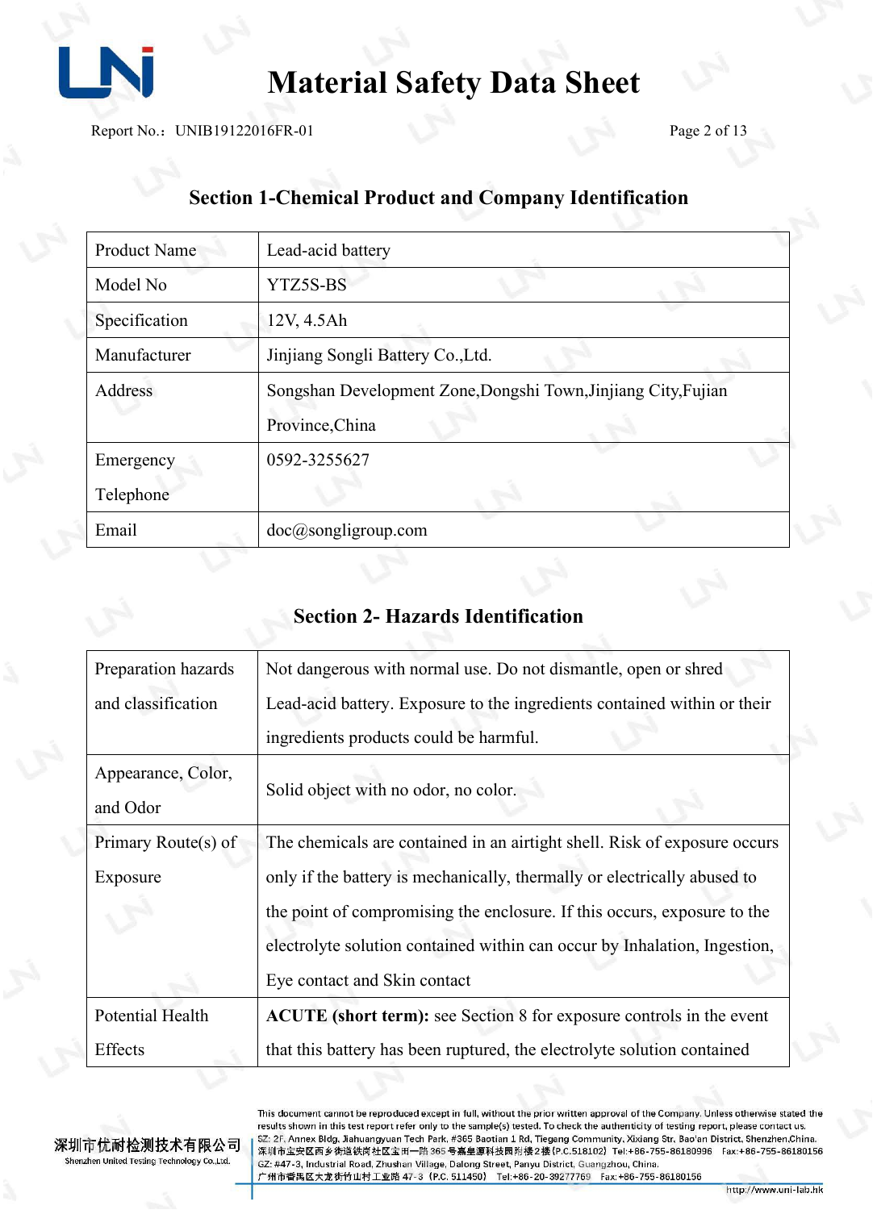## Section 1-Chemical Product and Company Identification

| Product Name | Lead-acid battery |
|---|---|
| Model No | YTZ5S-BS |
| Specification | 12V, 4.5Ah |
| Manufacturer | Jinjiang Songli Battery Co.,Ltd. |
| Address | Songshan Development Zone,Dongshi Town,Jinjiang City,Fujian Province,China |
| Emergency Telephone | 0592-3255627 |
| Email | doc@songligroup.com |

## Section 2- Hazards Identification

| Preparation hazards and classification | Not dangerous with normal use. Do not dismantle, open or shred Lead-acid battery. Exposure to the ingredients contained within or their ingredients products could be harmful. |
|---|---|
| Appearance, Color, and Odor | Solid object with no odor, no color. |
| Primary Route(s) of Exposure | The chemicals are contained in an airtight shell. Risk of exposure occurs only if the battery is mechanically, thermally or electrically abused to the point of compromising the enclosure. If this occurs, exposure to the electrolyte solution contained within can occur by Inhalation, Ingestion, Eye contact and Skin contact |
| Potential Health Effects | **ACUTE (short term):** see Section 8 for exposure controls in the event that this battery has been ruptured, the electrolyte solution contained |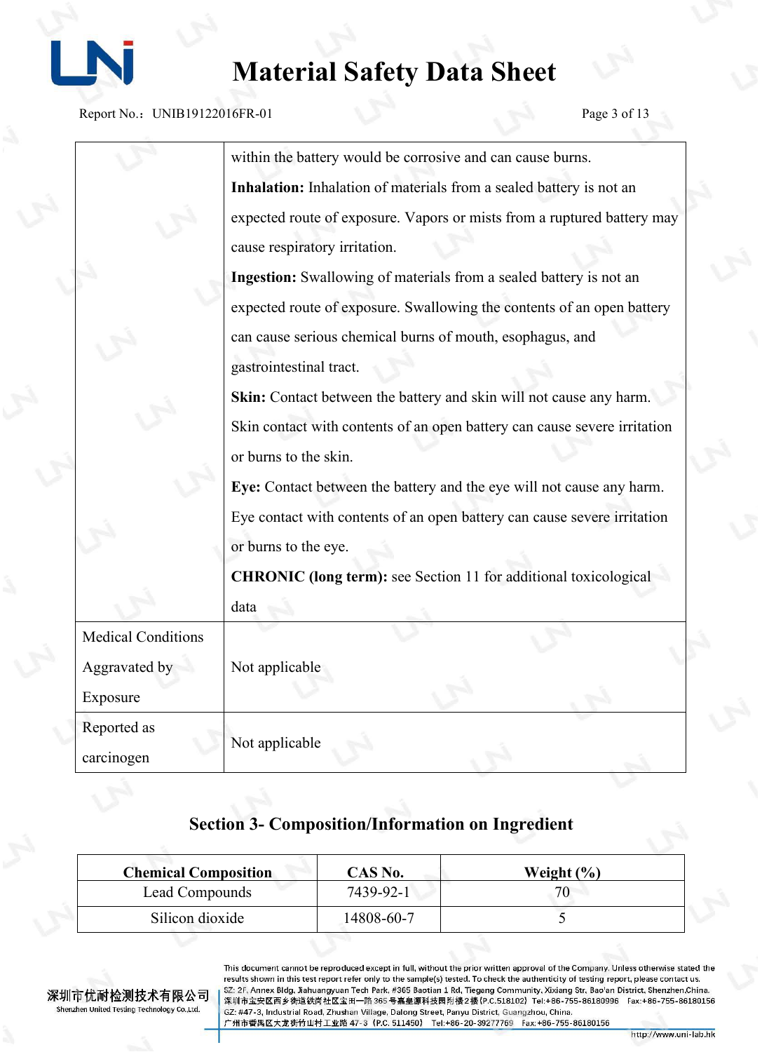| | |
|---|---|
| | within the battery would be corrosive and can cause burns.<br>**Inhalation:** Inhalation of materials from a sealed battery is not an expected route of exposure. Vapors or mists from a ruptured battery may cause respiratory irritation.<br>**Ingestion:** Swallowing of materials from a sealed battery is not an expected route of exposure. Swallowing the contents of an open battery can cause serious chemical burns of mouth, esophagus, and gastrointestinal tract.<br>**Skin:** Contact between the battery and skin will not cause any harm. Skin contact with contents of an open battery can cause severe irritation or burns to the skin.<br>**Eye:** Contact between the battery and the eye will not cause any harm. Eye contact with contents of an open battery can cause severe irritation or burns to the eye.<br>**CHRONIC (long term):** see Section 11 for additional toxicological data |
| Medical Conditions Aggravated by Exposure | Not applicable |
| Reported as carcinogen | Not applicable |

## Section 3- Composition/Information on Ingredient

| Chemical Composition | CAS No. | Weight (%) |
|---|---|---|
| Lead Compounds | 7439-92-1 | 70 |
| Silicon dioxide | 14808-60-7 | 5 |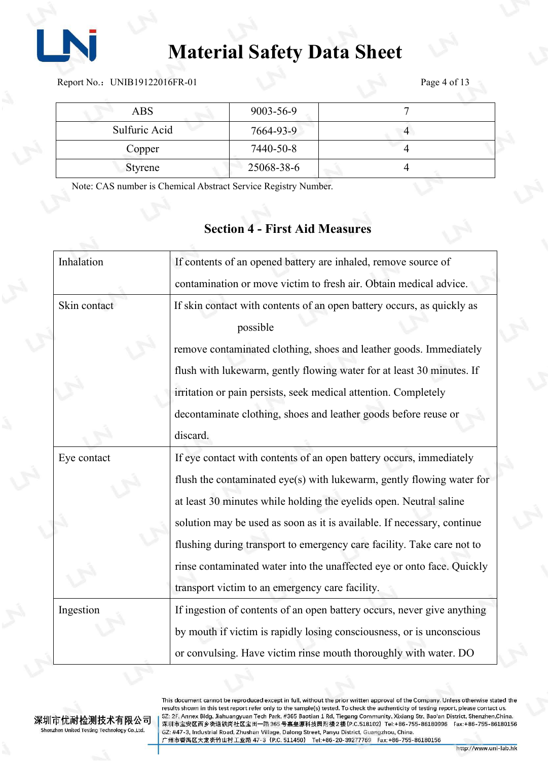| ABS | 9003-56-9 | 7 |
|---|---|---|
| Sulfuric Acid | 7664-93-9 | 4 |
| Copper | 7440-50-8 | 4 |
| Styrene | 25068-38-6 | 4 |

Note: CAS number is Chemical Abstract Service Registry Number.

## Section 4 - First Aid Measures

| | |
|---|---|
| Inhalation | If contents of an opened battery are inhaled, remove source of contamination or move victim to fresh air. Obtain medical advice. |
| Skin contact | If skin contact with contents of an open battery occurs, as quickly as possible remove contaminated clothing, shoes and leather goods. Immediately flush with lukewarm, gently flowing water for at least 30 minutes. If irritation or pain persists, seek medical attention. Completely decontaminate clothing, shoes and leather goods before reuse or discard. |
| Eye contact | If eye contact with contents of an open battery occurs, immediately flush the contaminated eye(s) with lukewarm, gently flowing water for at least 30 minutes while holding the eyelids open. Neutral saline solution may be used as soon as it is available. If necessary, continue flushing during transport to emergency care facility. Take care not to rinse contaminated water into the unaffected eye or onto face. Quickly transport victim to an emergency care facility. |
| Ingestion | If ingestion of contents of an open battery occurs, never give anything by mouth if victim is rapidly losing consciousness, or is unconscious or convulsing. Have victim rinse mouth thoroughly with water. DO |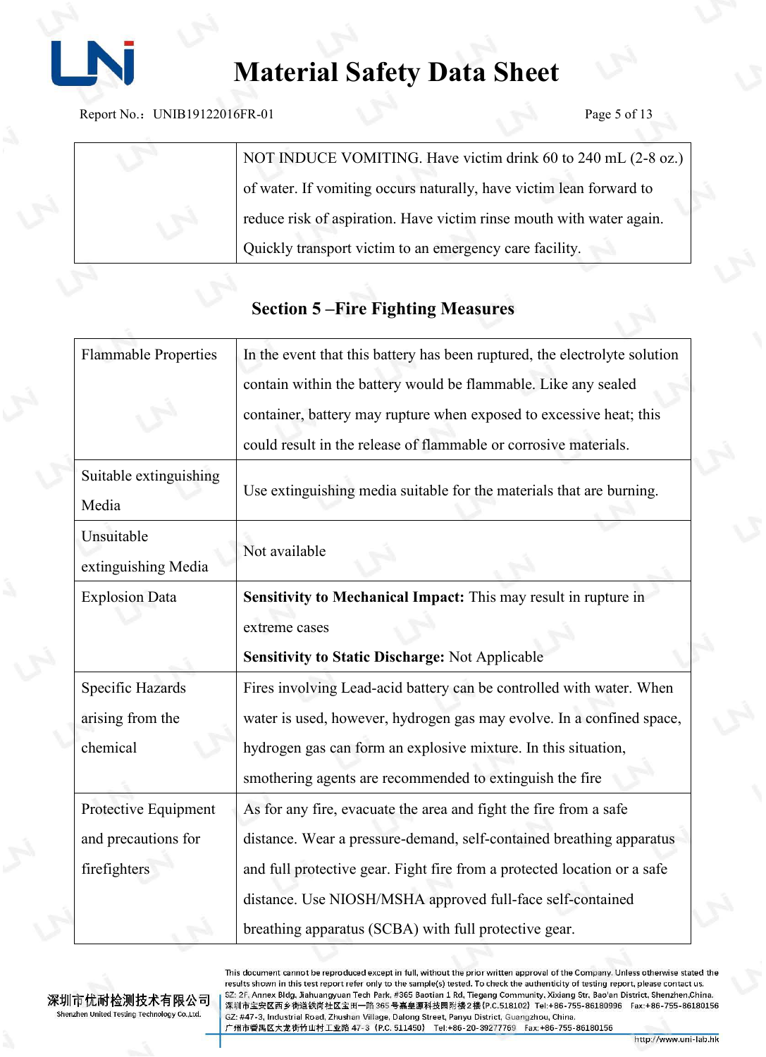| | NOT INDUCE VOMITING. Have victim drink 60 to 240 mL (2-8 oz.) of water. If vomiting occurs naturally, have victim lean forward to reduce risk of aspiration. Have victim rinse mouth with water again. Quickly transport victim to an emergency care facility. |
|---|---|

## Section 5 –Fire Fighting Measures

| | |
|---|---|
| Flammable Properties | In the event that this battery has been ruptured, the electrolyte solution contain within the battery would be flammable. Like any sealed container, battery may rupture when exposed to excessive heat; this could result in the release of flammable or corrosive materials. |
| Suitable extinguishing Media | Use extinguishing media suitable for the materials that are burning. |
| Unsuitable extinguishing Media | Not available |
| Explosion Data | **Sensitivity to Mechanical Impact:** This may result in rupture in extreme cases<br>**Sensitivity to Static Discharge:** Not Applicable |
| Specific Hazards arising from the chemical | Fires involving Lead-acid battery can be controlled with water. When water is used, however, hydrogen gas may evolve. In a confined space, hydrogen gas can form an explosive mixture. In this situation, smothering agents are recommended to extinguish the fire |
| Protective Equipment and precautions for firefighters | As for any fire, evacuate the area and fight the fire from a safe distance. Wear a pressure-demand, self-contained breathing apparatus and full protective gear. Fight fire from a protected location or a safe distance. Use NIOSH/MSHA approved full-face self-contained breathing apparatus (SCBA) with full protective gear. |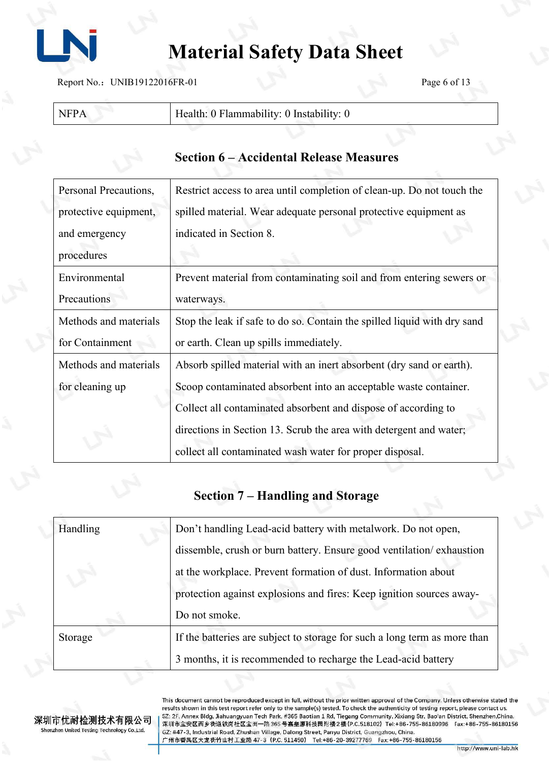| NFPA | Health: 0 Flammability: 0 Instability: 0 |
|---|---|

## Section 6 – Accidental Release Measures

| | |
|---|---|
| Personal Precautions, protective equipment, and emergency procedures | Restrict access to area until completion of clean-up. Do not touch the spilled material. Wear adequate personal protective equipment as indicated in Section 8. |
| Environmental Precautions | Prevent material from contaminating soil and from entering sewers or waterways. |
| Methods and materials for Containment | Stop the leak if safe to do so. Contain the spilled liquid with dry sand or earth. Clean up spills immediately. |
| Methods and materials for cleaning up | Absorb spilled material with an inert absorbent (dry sand or earth). Scoop contaminated absorbent into an acceptable waste container. Collect all contaminated absorbent and dispose of according to directions in Section 13. Scrub the area with detergent and water; collect all contaminated wash water for proper disposal. |

## Section 7 – Handling and Storage

| | |
|---|---|
| Handling | Don't handling Lead-acid battery with metalwork. Do not open, dissemble, crush or burn battery. Ensure good ventilation/ exhaustion at the workplace. Prevent formation of dust. Information about protection against explosions and fires: Keep ignition sources away- Do not smoke. |
| Storage | If the batteries are subject to storage for such a long term as more than 3 months, it is recommended to recharge the Lead-acid battery |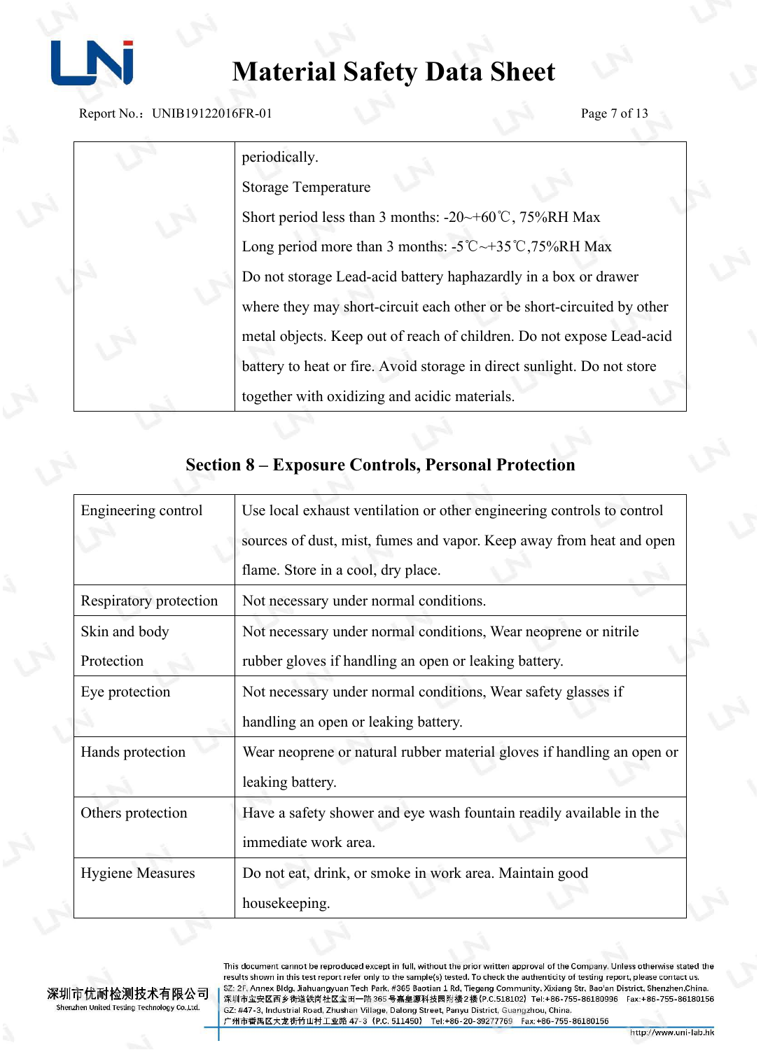|  |  |
|---|---|
|  | periodically.<br>Storage Temperature<br>Short period less than 3 months: -20~+60℃, 75%RH Max<br>Long period more than 3 months: -5℃~+35℃,75%RH Max<br>Do not storage Lead-acid battery haphazardly in a box or drawer where they may short-circuit each other or be short-circuited by other metal objects. Keep out of reach of children. Do not expose Lead-acid battery to heat or fire. Avoid storage in direct sunlight. Do not store together with oxidizing and acidic materials. |

## Section 8 – Exposure Controls, Personal Protection

|  |  |
|---|---|
| Engineering control | Use local exhaust ventilation or other engineering controls to control sources of dust, mist, fumes and vapor. Keep away from heat and open flame. Store in a cool, dry place. |
| Respiratory protection | Not necessary under normal conditions. |
| Skin and body Protection | Not necessary under normal conditions, Wear neoprene or nitrile rubber gloves if handling an open or leaking battery. |
| Eye protection | Not necessary under normal conditions, Wear safety glasses if handling an open or leaking battery. |
| Hands protection | Wear neoprene or natural rubber material gloves if handling an open or leaking battery. |
| Others protection | Have a safety shower and eye wash fountain readily available in the immediate work area. |
| Hygiene Measures | Do not eat, drink, or smoke in work area. Maintain good housekeeping. |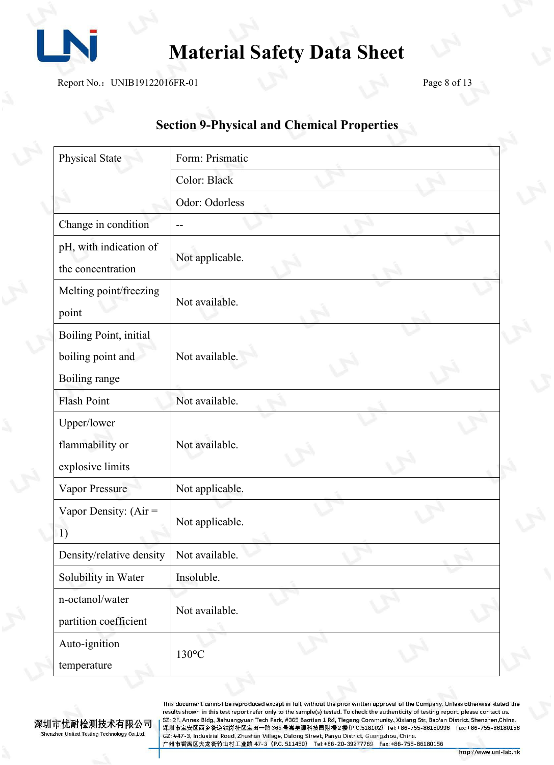## Section 9-Physical and Chemical Properties

| Property | Value |
|---|---|
| Physical State | Form: Prismatic |
| | Color: Black |
| | Odor: Odorless |
| Change in condition | -- |
| pH, with indication of the concentration | Not applicable. |
| Melting point/freezing point | Not available. |
| Boiling Point, initial boiling point and Boiling range | Not available. |
| Flash Point | Not available. |
| Upper/lower flammability or explosive limits | Not available. |
| Vapor Pressure | Not applicable. |
| Vapor Density: (Air = 1) | Not applicable. |
| Density/relative density | Not available. |
| Solubility in Water | Insoluble. |
| n-octanol/water partition coefficient | Not available. |
| Auto-ignition temperature | 130°C |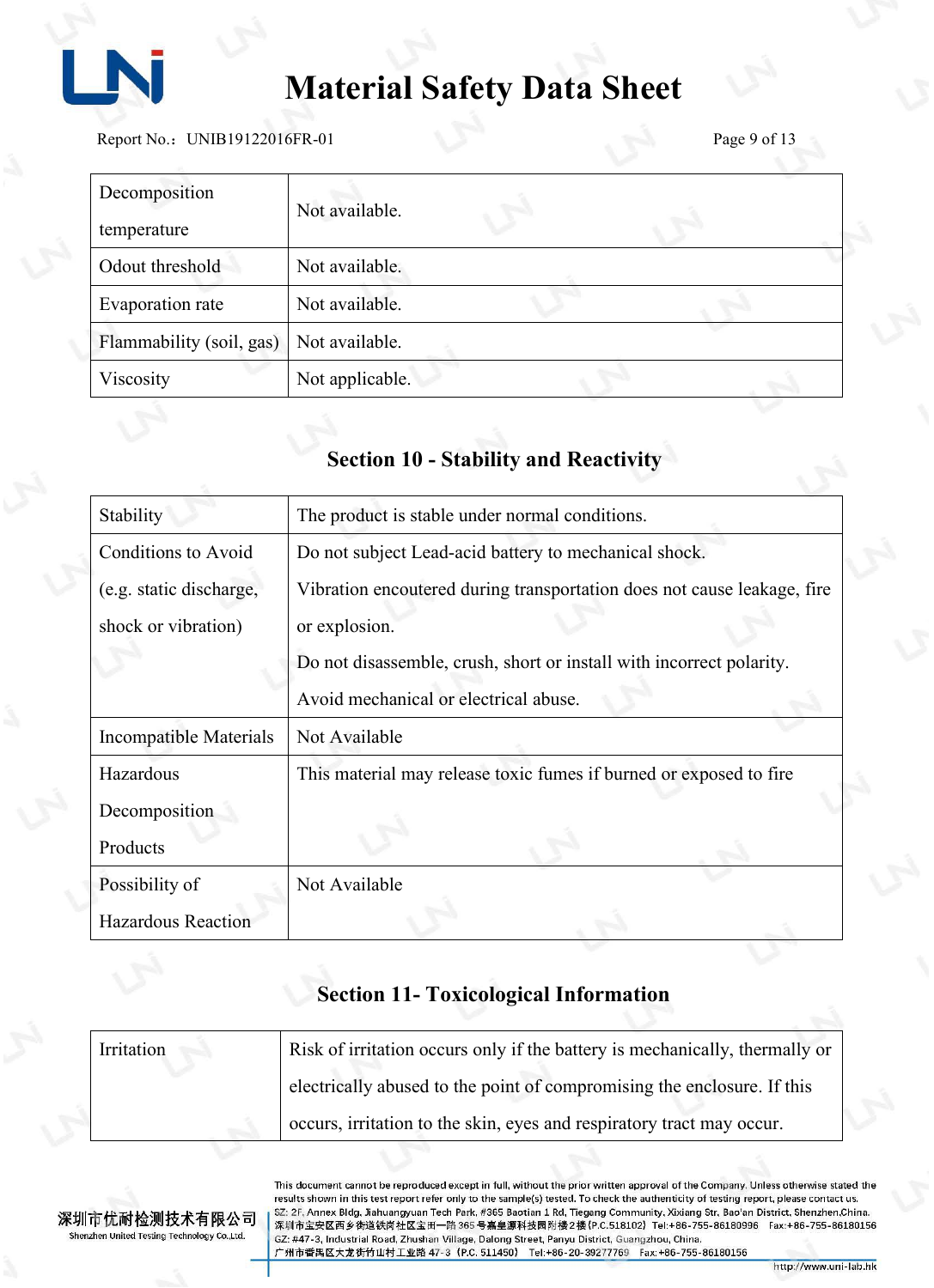| Decomposition temperature | Not available. |
|---|---|
| Odout threshold | Not available. |
| Evaporation rate | Not available. |
| Flammability (soil, gas) | Not available. |
| Viscosity | Not applicable. |

## Section 10 - Stability and Reactivity

| Stability | The product is stable under normal conditions. |
|---|---|
| Conditions to Avoid (e.g. static discharge, shock or vibration) | Do not subject Lead-acid battery to mechanical shock.<br>Vibration encoutered during transportation does not cause leakage, fire or explosion.<br>Do not disassemble, crush, short or install with incorrect polarity.<br>Avoid mechanical or electrical abuse. |
| Incompatible Materials | Not Available |
| Hazardous Decomposition Products | This material may release toxic fumes if burned or exposed to fire |
| Possibility of Hazardous Reaction | Not Available |

## Section 11- Toxicological Information

| Irritation | Risk of irritation occurs only if the battery is mechanically, thermally or electrically abused to the point of compromising the enclosure. If this occurs, irritation to the skin, eyes and respiratory tract may occur. |
|---|---|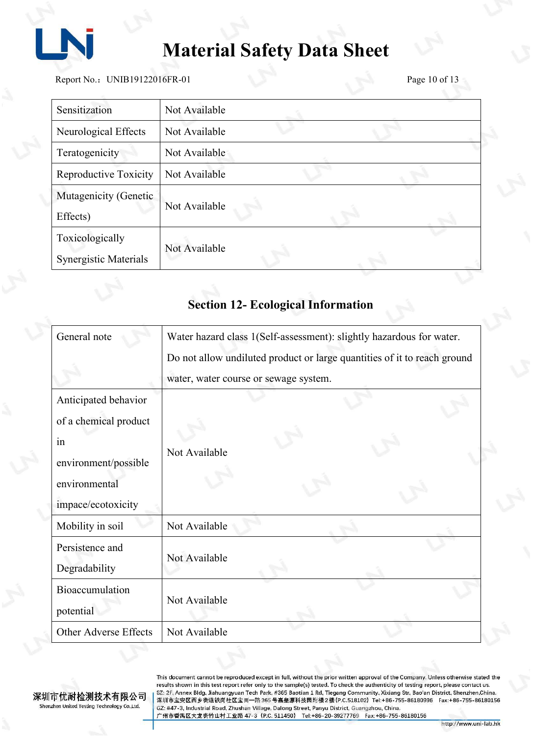| Sensitization | Not Available |
|---|---|
| Neurological Effects | Not Available |
| Teratogenicity | Not Available |
| Reproductive Toxicity | Not Available |
| Mutagenicity (Genetic Effects) | Not Available |
| Toxicologically Synergistic Materials | Not Available |

## Section 12- Ecological Information

| General note | Water hazard class 1(Self-assessment): slightly hazardous for water. Do not allow undiluted product or large quantities of it to reach ground water, water course or sewage system. |
|---|---|
| Anticipated behavior of a chemical product in environment/possible environmental impace/ecotoxicity | Not Available |
| Mobility in soil | Not Available |
| Persistence and Degradability | Not Available |
| Bioaccumulation potential | Not Available |
| Other Adverse Effects | Not Available |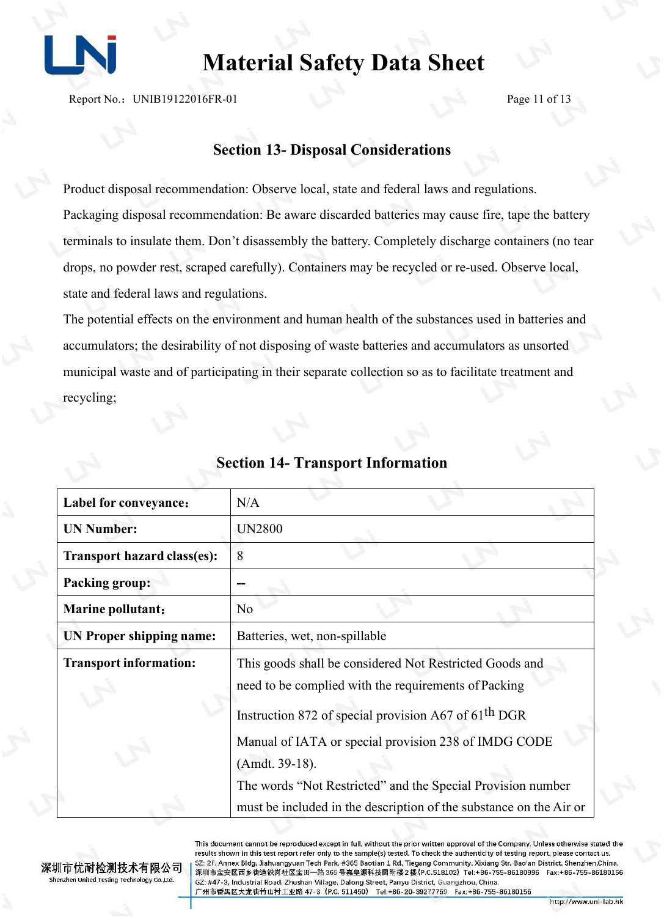## Section 13- Disposal Considerations

Product disposal recommendation: Observe local, state and federal laws and regulations.

Packaging disposal recommendation: Be aware discarded batteries may cause fire, tape the battery terminals to insulate them. Don't disassembly the battery. Completely discharge containers (no tear drops, no powder rest, scraped carefully). Containers may be recycled or re-used. Observe local, state and federal laws and regulations.

The potential effects on the environment and human health of the substances used in batteries and accumulators; the desirability of not disposing of waste batteries and accumulators as unsorted municipal waste and of participating in their separate collection so as to facilitate treatment and recycling;

## Section 14- Transport Information

| **Label for conveyance：** | N/A |
|---|---|
| **UN Number:** | UN2800 |
| **Transport hazard class(es):** | 8 |
| **Packing group:** | -- |
| **Marine pollutant：** | No |
| **UN Proper shipping name:** | Batteries, wet, non-spillable |
| **Transport information:** | This goods shall be considered Not Restricted Goods and need to be complied with the requirements of Packing Instruction 872 of special provision A67 of 61th DGR Manual of IATA or special provision 238 of IMDG CODE (Amdt. 39-18). The words "Not Restricted" and the Special Provision number must be included in the description of the substance on the Air or |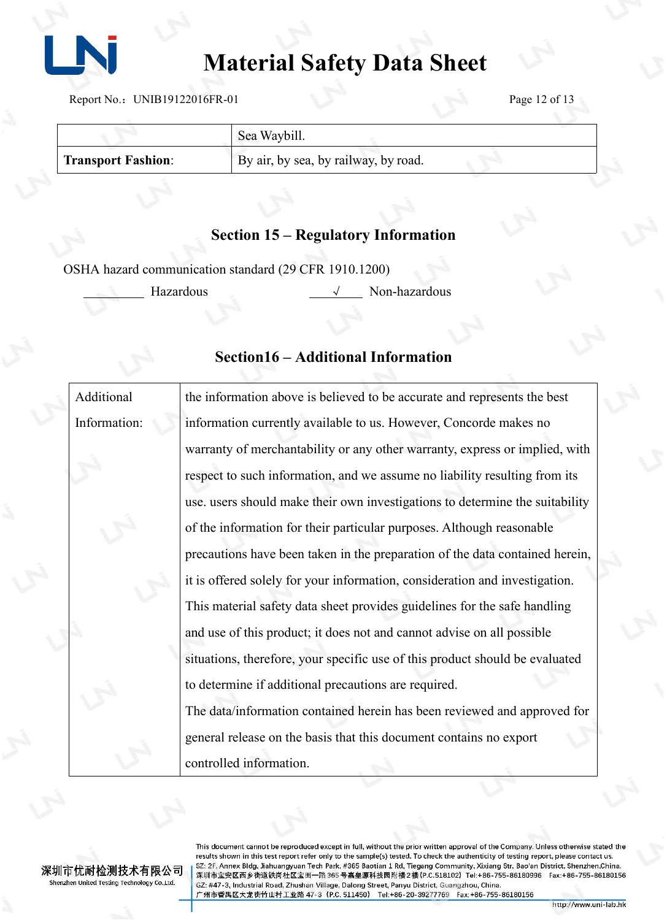| | Sea Waybill. |
|---|---|
| **Transport Fashion**: | By air, by sea, by railway, by road. |

## Section 15 – Regulatory Information

OSHA hazard communication standard (29 CFR 1910.1200)

\_\_\_\_\_\_\_\_\_ Hazardous \_\_\_√\_\_\_ Non-hazardous

## Section16 – Additional Information

| Additional Information: | the information above is believed to be accurate and represents the best information currently available to us. However, Concorde makes no warranty of merchantability or any other warranty, express or implied, with respect to such information, and we assume no liability resulting from its use. users should make their own investigations to determine the suitability of the information for their particular purposes. Although reasonable precautions have been taken in the preparation of the data contained herein, it is offered solely for your information, consideration and investigation. This material safety data sheet provides guidelines for the safe handling and use of this product; it does not and cannot advise on all possible situations, therefore, your specific use of this product should be evaluated to determine if additional precautions are required. The data/information contained herein has been reviewed and approved for general release on the basis that this document contains no export controlled information. |
|---|---|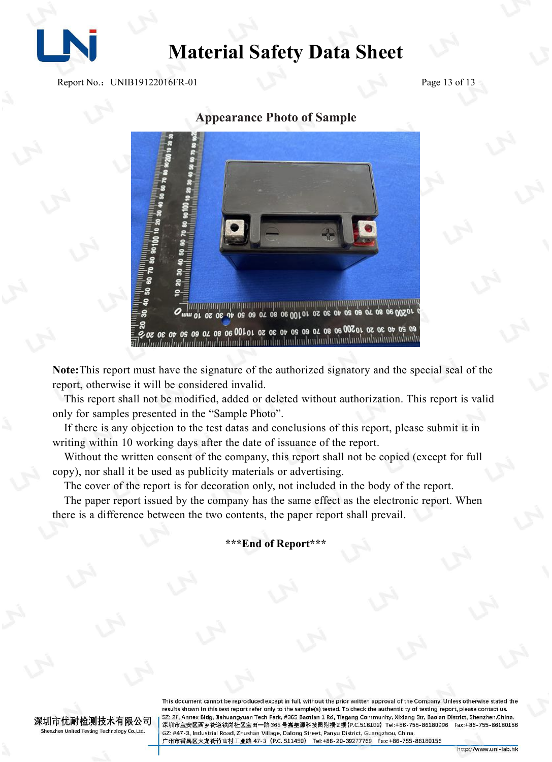# Material Safety Data Sheet

Report No.：UNIB19122016FR-01

## Appearance Photo of Sample

**Note:**This report must have the signature of the authorized signatory and the special seal of the report, otherwise it will be considered invalid.

This report shall not be modified, added or deleted without authorization. This report is valid only for samples presented in the “Sample Photo”.

If there is any objection to the test datas and conclusions of this report, please submit it in writing within 10 working days after the date of issuance of the report.

Without the written consent of the company, this report shall not be copied (except for full copy), nor shall it be used as publicity materials or advertising.

The cover of the report is for decoration only, not included in the body of the report.

The paper report issued by the company has the same effect as the electronic report. When there is a difference between the two contents, the paper report shall prevail.

**\*\*\*End of Report\*\*\***